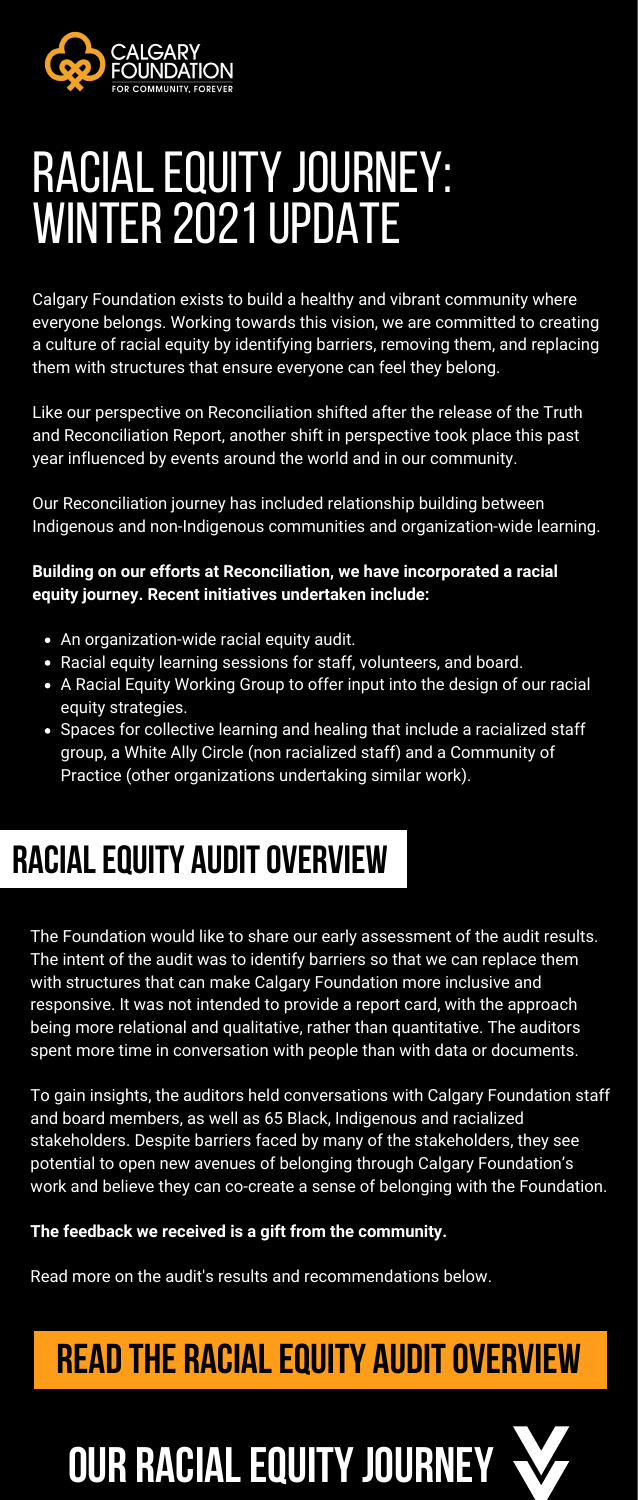CALGARY FOUNDATION
FOR COMMUNITY, FOREVER

# RACIAL EQUITY JOURNEY: WINTER 2021 UPDATE

Calgary Foundation exists to build a healthy and vibrant community where everyone belongs. Working towards this vision, we are committed to creating a culture of racial equity by identifying barriers, removing them, and replacing them with structures that ensure everyone can feel they belong.

Like our perspective on Reconciliation shifted after the release of the Truth and Reconciliation Report, another shift in perspective took place this past year influenced by events around the world and in our community.

Our Reconciliation journey has included relationship building between Indigenous and non-Indigenous communities and organization-wide learning.

**Building on our efforts at Reconciliation, we have incorporated a racial equity journey. Recent initiatives undertaken include:**

- An organization-wide racial equity audit.
- Racial equity learning sessions for staff, volunteers, and board.
- A Racial Equity Working Group to offer input into the design of our racial equity strategies.
- Spaces for collective learning and healing that include a racialized staff group, a White Ally Circle (non racialized staff) and a Community of Practice (other organizations undertaking similar work).

## RACIAL EQUITY AUDIT OVERVIEW

The Foundation would like to share our early assessment of the audit results. The intent of the audit was to identify barriers so that we can replace them with structures that can make Calgary Foundation more inclusive and responsive. It was not intended to provide a report card, with the approach being more relational and qualitative, rather than quantitative. The auditors spent more time in conversation with people than with data or documents.

To gain insights, the auditors held conversations with Calgary Foundation staff and board members, as well as 65 Black, Indigenous and racialized stakeholders. Despite barriers faced by many of the stakeholders, they see potential to open new avenues of belonging through Calgary Foundation's work and believe they can co-create a sense of belonging with the Foundation.

**The feedback we received is a gift from the community.**

Read more on the audit's results and recommendations below.

## READ THE RACIAL EQUITY AUDIT OVERVIEW

## OUR RACIAL EQUITY JOURNEY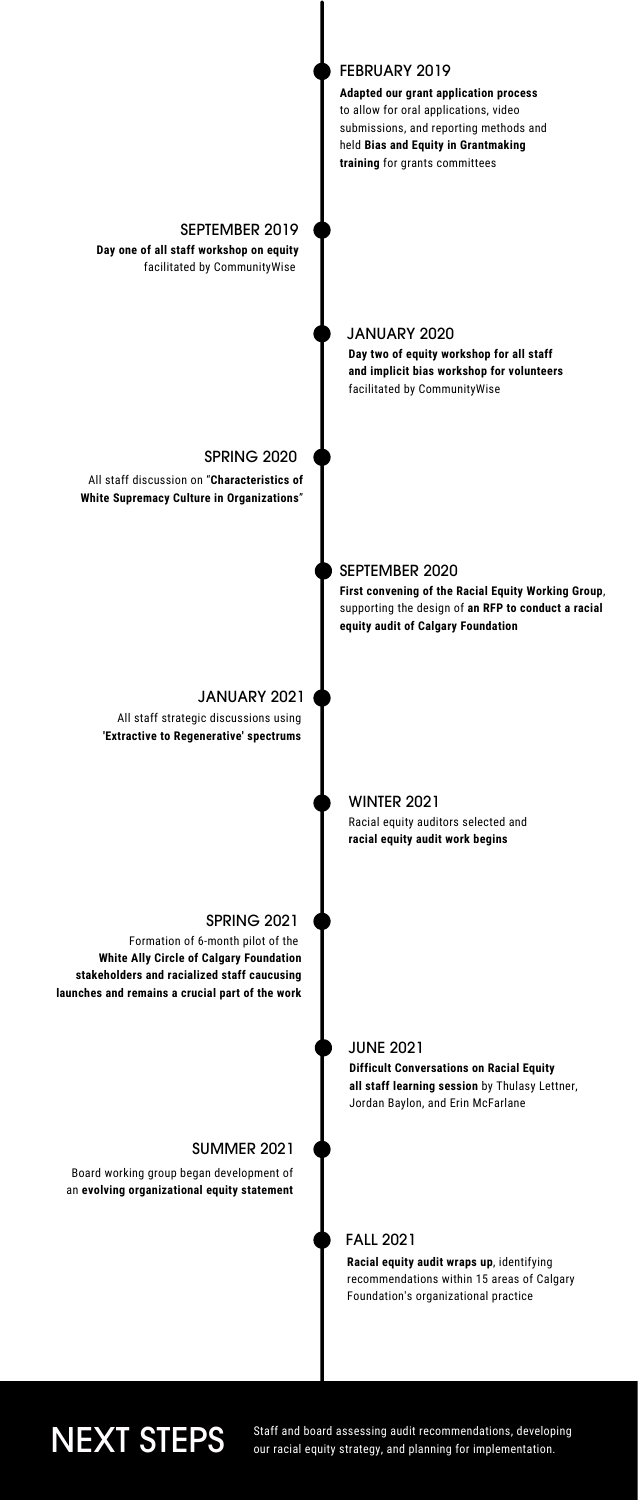### FEBRUARY 2019

**Adapted our grant application process** to allow for oral applications, video submissions, and reporting methods and held **Bias and Equity in Grantmaking training** for grants committees

### SEPTEMBER 2019

**Day one of all staff workshop on equity** facilitated by CommunityWise

### JANUARY 2020

**Day two of equity workshop for all staff and implicit bias workshop for volunteers** facilitated by CommunityWise

### SPRING 2020

All staff discussion on "**Characteristics of White Supremacy Culture in Organizations**"

### SEPTEMBER 2020

**First convening of the Racial Equity Working Group**, supporting the design of **an RFP to conduct a racial equity audit of Calgary Foundation**

### JANUARY 2021

All staff strategic discussions using **'Extractive to Regenerative' spectrums**

### WINTER 2021

Racial equity auditors selected and **racial equity audit work begins**

### SPRING 2021

Formation of 6-month pilot of the **White Ally Circle of Calgary Foundation stakeholders and racialized staff caucusing launches and remains a crucial part of the work**

### JUNE 2021

**Difficult Conversations on Racial Equity all staff learning session** by Thulasy Lettner, Jordan Baylon, and Erin McFarlane

### SUMMER 2021

Board working group began development of an **evolving organizational equity statement**

### FALL 2021

**Racial equity audit wraps up**, identifying recommendations within 15 areas of Calgary Foundation's organizational practice

## NEXT STEPS

Staff and board assessing audit recommendations, developing our racial equity strategy, and planning for implementation.